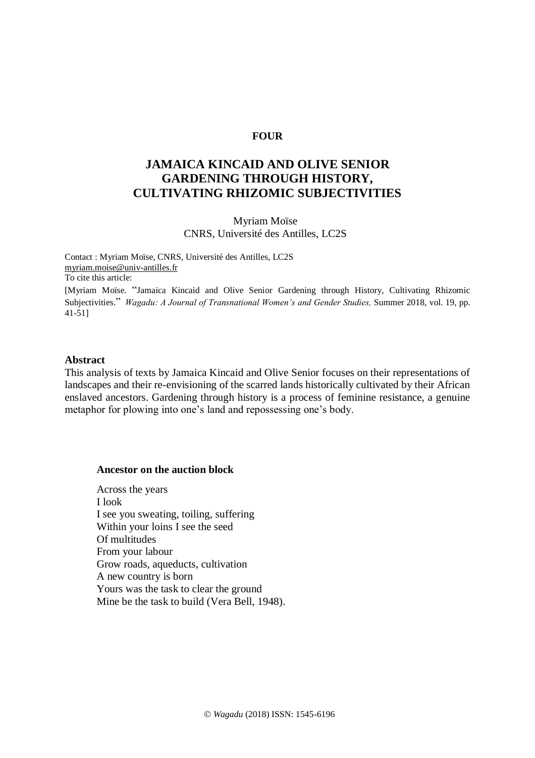**FOUR**

# JAMAICA KINCAID AND OLIVE SENIOR GARDENING THROUGH HISTORY, CULTIVATING RHIZOMIC SUBJECTIVITIES

Myriam Moïse
CNRS, Université des Antilles, LC2S

Contact : Myriam Moïse, CNRS, Université des Antilles, LC2S
myriam.moise@univ-antilles.fr
To cite this article:
[Myriam Moïse. "Jamaica Kincaid and Olive Senior Gardening through History, Cultivating Rhizomic Subjectivities." *Wagadu: A Journal of Transnational Women's and Gender Studies,* Summer 2018, vol. 19, pp. 41-51]

## Abstract

This analysis of texts by Jamaica Kincaid and Olive Senior focuses on their representations of landscapes and their re-envisioning of the scarred lands historically cultivated by their African enslaved ancestors. Gardening through history is a process of feminine resistance, a genuine metaphor for plowing into one's land and repossessing one's body.

**Ancestor on the auction block**

Across the years
I look
I see you sweating, toiling, suffering
Within your loins I see the seed
Of multitudes
From your labour
Grow roads, aqueducts, cultivation
A new country is born
Yours was the task to clear the ground
Mine be the task to build (Vera Bell, 1948).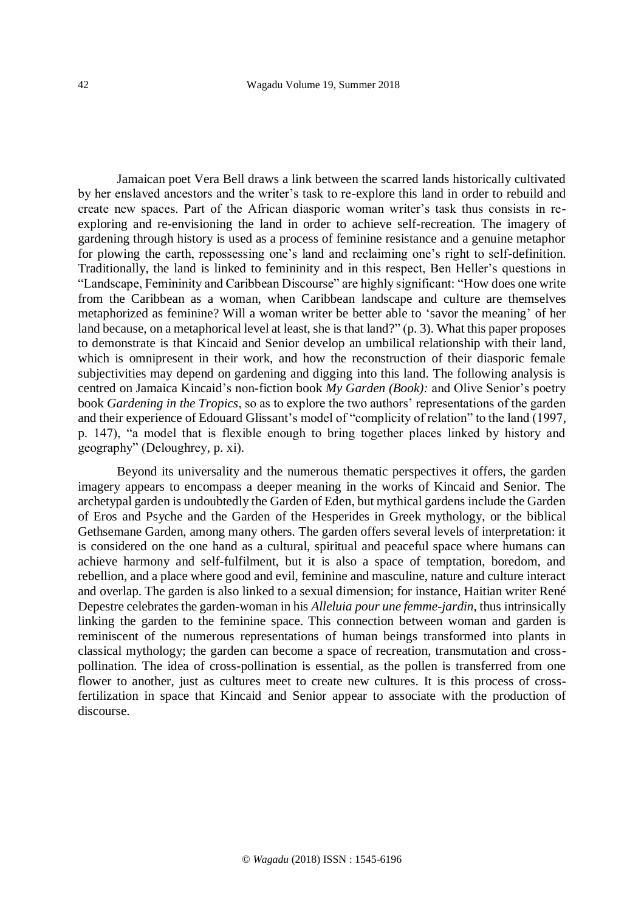Jamaican poet Vera Bell draws a link between the scarred lands historically cultivated by her enslaved ancestors and the writer's task to re-explore this land in order to rebuild and create new spaces. Part of the African diasporic woman writer's task thus consists in re-exploring and re-envisioning the land in order to achieve self-recreation. The imagery of gardening through history is used as a process of feminine resistance and a genuine metaphor for plowing the earth, repossessing one's land and reclaiming one's right to self-definition. Traditionally, the land is linked to femininity and in this respect, Ben Heller's questions in "Landscape, Femininity and Caribbean Discourse" are highly significant: "How does one write from the Caribbean as a woman, when Caribbean landscape and culture are themselves metaphorized as feminine? Will a woman writer be better able to 'savor the meaning' of her land because, on a metaphorical level at least, she is that land?" (p. 3). What this paper proposes to demonstrate is that Kincaid and Senior develop an umbilical relationship with their land, which is omnipresent in their work, and how the reconstruction of their diasporic female subjectivities may depend on gardening and digging into this land. The following analysis is centred on Jamaica Kincaid's non-fiction book *My Garden (Book):* and Olive Senior's poetry book *Gardening in the Tropics*, so as to explore the two authors' representations of the garden and their experience of Edouard Glissant's model of "complicity of relation" to the land (1997, p. 147), "a model that is flexible enough to bring together places linked by history and geography" (Deloughrey, p. xi).

Beyond its universality and the numerous thematic perspectives it offers, the garden imagery appears to encompass a deeper meaning in the works of Kincaid and Senior. The archetypal garden is undoubtedly the Garden of Eden, but mythical gardens include the Garden of Eros and Psyche and the Garden of the Hesperides in Greek mythology, or the biblical Gethsemane Garden, among many others. The garden offers several levels of interpretation: it is considered on the one hand as a cultural, spiritual and peaceful space where humans can achieve harmony and self-fulfilment, but it is also a space of temptation, boredom, and rebellion, and a place where good and evil, feminine and masculine, nature and culture interact and overlap. The garden is also linked to a sexual dimension; for instance, Haitian writer René Depestre celebrates the garden-woman in his *Alleluia pour une femme-jardin*, thus intrinsically linking the garden to the feminine space. This connection between woman and garden is reminiscent of the numerous representations of human beings transformed into plants in classical mythology; the garden can become a space of recreation, transmutation and cross-pollination. The idea of cross-pollination is essential, as the pollen is transferred from one flower to another, just as cultures meet to create new cultures. It is this process of cross-fertilization in space that Kincaid and Senior appear to associate with the production of discourse.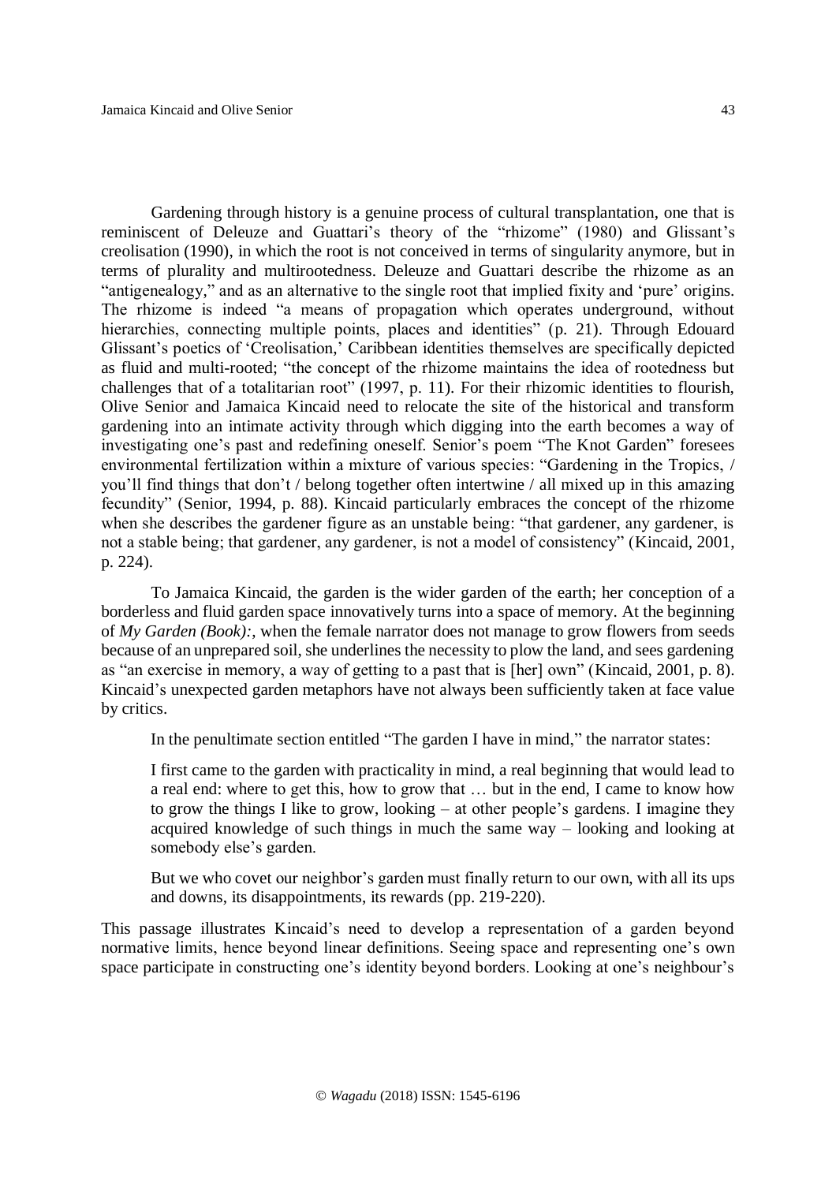Gardening through history is a genuine process of cultural transplantation, one that is reminiscent of Deleuze and Guattari's theory of the "rhizome" (1980) and Glissant's creolisation (1990), in which the root is not conceived in terms of singularity anymore, but in terms of plurality and multirootedness. Deleuze and Guattari describe the rhizome as an "antigenealogy," and as an alternative to the single root that implied fixity and 'pure' origins. The rhizome is indeed "a means of propagation which operates underground, without hierarchies, connecting multiple points, places and identities" (p. 21). Through Edouard Glissant's poetics of 'Creolisation,' Caribbean identities themselves are specifically depicted as fluid and multi-rooted; "the concept of the rhizome maintains the idea of rootedness but challenges that of a totalitarian root" (1997, p. 11). For their rhizomic identities to flourish, Olive Senior and Jamaica Kincaid need to relocate the site of the historical and transform gardening into an intimate activity through which digging into the earth becomes a way of investigating one's past and redefining oneself. Senior's poem "The Knot Garden" foresees environmental fertilization within a mixture of various species: "Gardening in the Tropics, / you'll find things that don't / belong together often intertwine / all mixed up in this amazing fecundity" (Senior, 1994, p. 88). Kincaid particularly embraces the concept of the rhizome when she describes the gardener figure as an unstable being: "that gardener, any gardener, is not a stable being; that gardener, any gardener, is not a model of consistency" (Kincaid, 2001, p. 224).

To Jamaica Kincaid, the garden is the wider garden of the earth; her conception of a borderless and fluid garden space innovatively turns into a space of memory. At the beginning of *My Garden (Book):*, when the female narrator does not manage to grow flowers from seeds because of an unprepared soil, she underlines the necessity to plow the land, and sees gardening as "an exercise in memory, a way of getting to a past that is [her] own" (Kincaid, 2001, p. 8). Kincaid's unexpected garden metaphors have not always been sufficiently taken at face value by critics.

In the penultimate section entitled "The garden I have in mind," the narrator states:

> I first came to the garden with practicality in mind, a real beginning that would lead to a real end: where to get this, how to grow that … but in the end, I came to know how to grow the things I like to grow, looking – at other people's gardens. I imagine they acquired knowledge of such things in much the same way – looking and looking at somebody else's garden.
>
> But we who covet our neighbor's garden must finally return to our own, with all its ups and downs, its disappointments, its rewards (pp. 219-220).

This passage illustrates Kincaid's need to develop a representation of a garden beyond normative limits, hence beyond linear definitions. Seeing space and representing one's own space participate in constructing one's identity beyond borders. Looking at one's neighbour's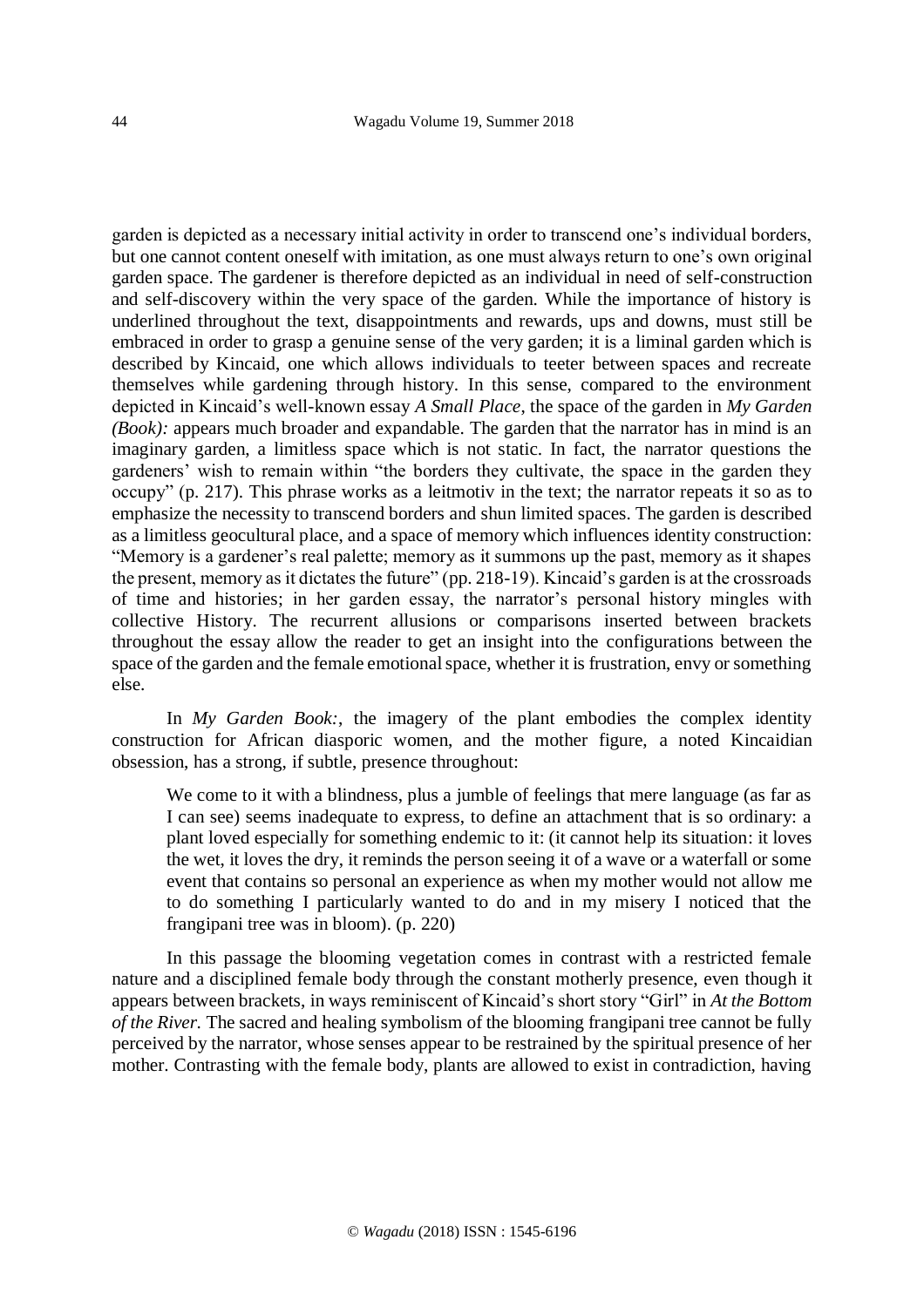garden is depicted as a necessary initial activity in order to transcend one's individual borders, but one cannot content oneself with imitation, as one must always return to one's own original garden space. The gardener is therefore depicted as an individual in need of self-construction and self-discovery within the very space of the garden. While the importance of history is underlined throughout the text, disappointments and rewards, ups and downs, must still be embraced in order to grasp a genuine sense of the very garden; it is a liminal garden which is described by Kincaid, one which allows individuals to teeter between spaces and recreate themselves while gardening through history. In this sense, compared to the environment depicted in Kincaid's well-known essay *A Small Place*, the space of the garden in *My Garden (Book):* appears much broader and expandable. The garden that the narrator has in mind is an imaginary garden, a limitless space which is not static. In fact, the narrator questions the gardeners' wish to remain within "the borders they cultivate, the space in the garden they occupy" (p. 217). This phrase works as a leitmotiv in the text; the narrator repeats it so as to emphasize the necessity to transcend borders and shun limited spaces. The garden is described as a limitless geocultural place, and a space of memory which influences identity construction: "Memory is a gardener's real palette; memory as it summons up the past, memory as it shapes the present, memory as it dictates the future" (pp. 218-19). Kincaid's garden is at the crossroads of time and histories; in her garden essay, the narrator's personal history mingles with collective History. The recurrent allusions or comparisons inserted between brackets throughout the essay allow the reader to get an insight into the configurations between the space of the garden and the female emotional space, whether it is frustration, envy or something else.

In *My Garden Book:*, the imagery of the plant embodies the complex identity construction for African diasporic women, and the mother figure, a noted Kincaidian obsession, has a strong, if subtle, presence throughout:

> We come to it with a blindness, plus a jumble of feelings that mere language (as far as I can see) seems inadequate to express, to define an attachment that is so ordinary: a plant loved especially for something endemic to it: (it cannot help its situation: it loves the wet, it loves the dry, it reminds the person seeing it of a wave or a waterfall or some event that contains so personal an experience as when my mother would not allow me to do something I particularly wanted to do and in my misery I noticed that the frangipani tree was in bloom). (p. 220)

In this passage the blooming vegetation comes in contrast with a restricted female nature and a disciplined female body through the constant motherly presence, even though it appears between brackets, in ways reminiscent of Kincaid's short story "Girl" in *At the Bottom of the River.* The sacred and healing symbolism of the blooming frangipani tree cannot be fully perceived by the narrator, whose senses appear to be restrained by the spiritual presence of her mother. Contrasting with the female body, plants are allowed to exist in contradiction, having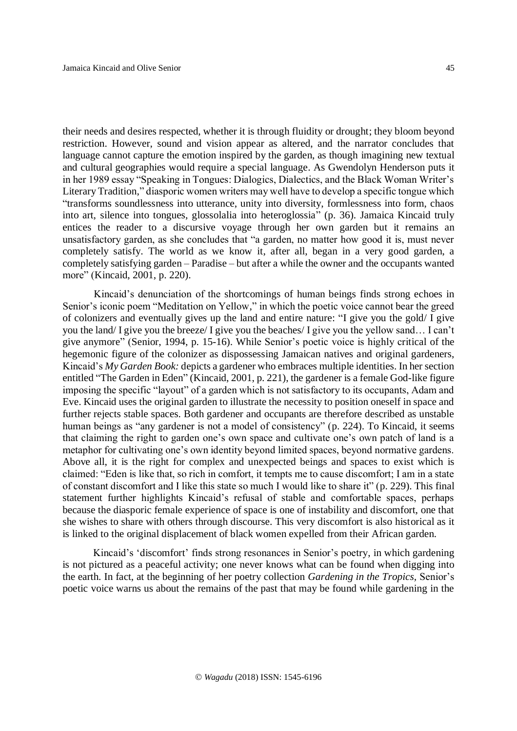their needs and desires respected, whether it is through fluidity or drought; they bloom beyond restriction. However, sound and vision appear as altered, and the narrator concludes that language cannot capture the emotion inspired by the garden, as though imagining new textual and cultural geographies would require a special language. As Gwendolyn Henderson puts it in her 1989 essay "Speaking in Tongues: Dialogics, Dialectics, and the Black Woman Writer's Literary Tradition," diasporic women writers may well have to develop a specific tongue which "transforms soundlessness into utterance, unity into diversity, formlessness into form, chaos into art, silence into tongues, glossolalia into heteroglossia" (p. 36). Jamaica Kincaid truly entices the reader to a discursive voyage through her own garden but it remains an unsatisfactory garden, as she concludes that "a garden, no matter how good it is, must never completely satisfy. The world as we know it, after all, began in a very good garden, a completely satisfying garden – Paradise – but after a while the owner and the occupants wanted more" (Kincaid, 2001, p. 220).

Kincaid's denunciation of the shortcomings of human beings finds strong echoes in Senior's iconic poem "Meditation on Yellow," in which the poetic voice cannot bear the greed of colonizers and eventually gives up the land and entire nature: "I give you the gold/ I give you the land/ I give you the breeze/ I give you the beaches/ I give you the yellow sand… I can't give anymore" (Senior, 1994, p. 15-16). While Senior's poetic voice is highly critical of the hegemonic figure of the colonizer as dispossessing Jamaican natives and original gardeners, Kincaid's *My Garden Book:* depicts a gardener who embraces multiple identities. In her section entitled "The Garden in Eden" (Kincaid, 2001, p. 221), the gardener is a female God-like figure imposing the specific "layout" of a garden which is not satisfactory to its occupants, Adam and Eve. Kincaid uses the original garden to illustrate the necessity to position oneself in space and further rejects stable spaces. Both gardener and occupants are therefore described as unstable human beings as "any gardener is not a model of consistency" (p. 224). To Kincaid, it seems that claiming the right to garden one's own space and cultivate one's own patch of land is a metaphor for cultivating one's own identity beyond limited spaces, beyond normative gardens. Above all, it is the right for complex and unexpected beings and spaces to exist which is claimed: "Eden is like that, so rich in comfort, it tempts me to cause discomfort; I am in a state of constant discomfort and I like this state so much I would like to share it" (p. 229). This final statement further highlights Kincaid's refusal of stable and comfortable spaces, perhaps because the diasporic female experience of space is one of instability and discomfort, one that she wishes to share with others through discourse. This very discomfort is also historical as it is linked to the original displacement of black women expelled from their African garden.

Kincaid's 'discomfort' finds strong resonances in Senior's poetry, in which gardening is not pictured as a peaceful activity; one never knows what can be found when digging into the earth. In fact, at the beginning of her poetry collection *Gardening in the Tropics*, Senior's poetic voice warns us about the remains of the past that may be found while gardening in the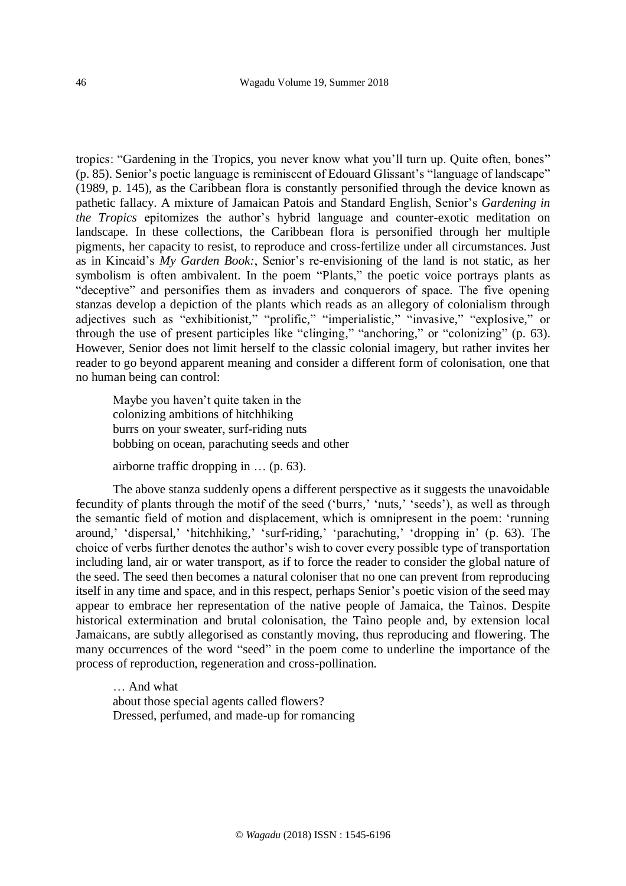tropics: "Gardening in the Tropics, you never know what you'll turn up. Quite often, bones" (p. 85). Senior's poetic language is reminiscent of Edouard Glissant's "language of landscape" (1989, p. 145), as the Caribbean flora is constantly personified through the device known as pathetic fallacy. A mixture of Jamaican Patois and Standard English, Senior's *Gardening in the Tropics* epitomizes the author's hybrid language and counter-exotic meditation on landscape. In these collections, the Caribbean flora is personified through her multiple pigments, her capacity to resist, to reproduce and cross-fertilize under all circumstances. Just as in Kincaid's *My Garden Book:*, Senior's re-envisioning of the land is not static, as her symbolism is often ambivalent. In the poem "Plants," the poetic voice portrays plants as "deceptive" and personifies them as invaders and conquerors of space. The five opening stanzas develop a depiction of the plants which reads as an allegory of colonialism through adjectives such as "exhibitionist," "prolific," "imperialistic," "invasive," "explosive," or through the use of present participles like "clinging," "anchoring," or "colonizing" (p. 63). However, Senior does not limit herself to the classic colonial imagery, but rather invites her reader to go beyond apparent meaning and consider a different form of colonisation, one that no human being can control:

> Maybe you haven't quite taken in the
> colonizing ambitions of hitchhiking
> burrs on your sweater, surf-riding nuts
> bobbing on ocean, parachuting seeds and other
>
> airborne traffic dropping in … (p. 63).

The above stanza suddenly opens a different perspective as it suggests the unavoidable fecundity of plants through the motif of the seed ('burrs,' 'nuts,' 'seeds'), as well as through the semantic field of motion and displacement, which is omnipresent in the poem: 'running around,' 'dispersal,' 'hitchhiking,' 'surf-riding,' 'parachuting,' 'dropping in' (p. 63). The choice of verbs further denotes the author's wish to cover every possible type of transportation including land, air or water transport, as if to force the reader to consider the global nature of the seed. The seed then becomes a natural coloniser that no one can prevent from reproducing itself in any time and space, and in this respect, perhaps Senior's poetic vision of the seed may appear to embrace her representation of the native people of Jamaica, the Taìnos. Despite historical extermination and brutal colonisation, the Taìno people and, by extension local Jamaicans, are subtly allegorised as constantly moving, thus reproducing and flowering. The many occurrences of the word "seed" in the poem come to underline the importance of the process of reproduction, regeneration and cross-pollination.

> … And what
> about those special agents called flowers?
> Dressed, perfumed, and made-up for romancing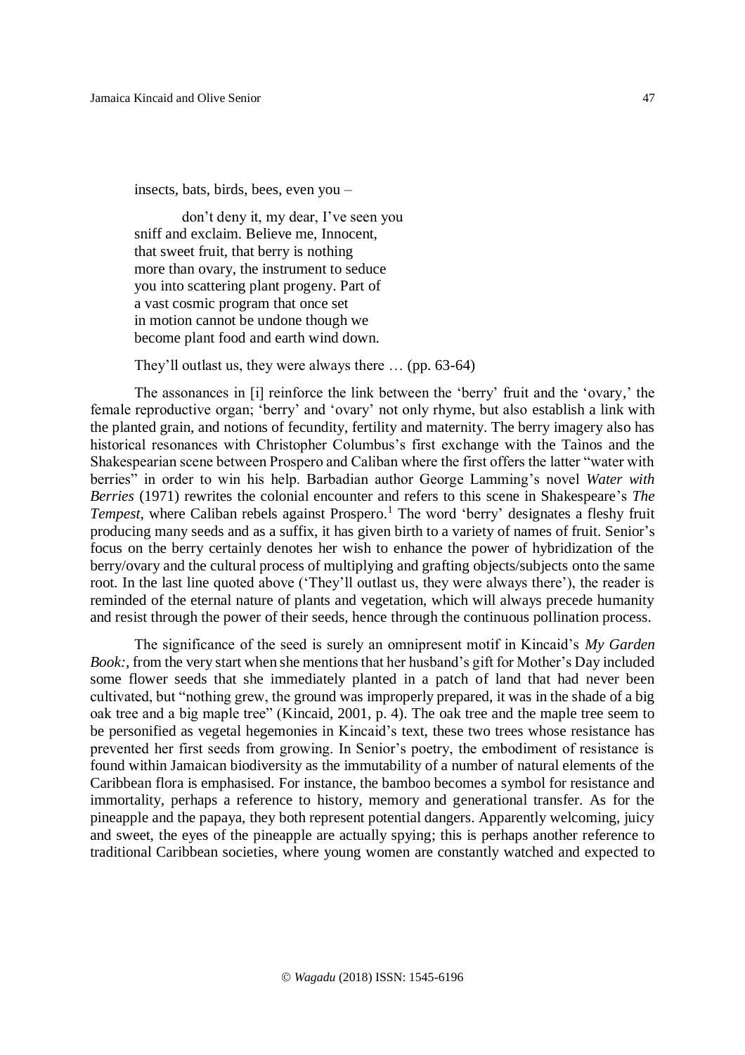insects, bats, birds, bees, even you –

don't deny it, my dear, I've seen you
sniff and exclaim. Believe me, Innocent,
that sweet fruit, that berry is nothing
more than ovary, the instrument to seduce
you into scattering plant progeny. Part of
a vast cosmic program that once set
in motion cannot be undone though we
become plant food and earth wind down.

They'll outlast us, they were always there … (pp. 63-64)

The assonances in [i] reinforce the link between the 'berry' fruit and the 'ovary,' the female reproductive organ; 'berry' and 'ovary' not only rhyme, but also establish a link with the planted grain, and notions of fecundity, fertility and maternity. The berry imagery also has historical resonances with Christopher Columbus's first exchange with the Taìnos and the Shakespearian scene between Prospero and Caliban where the first offers the latter "water with berries" in order to win his help. Barbadian author George Lamming's novel *Water with Berries* (1971) rewrites the colonial encounter and refers to this scene in Shakespeare's *The Tempest*, where Caliban rebels against Prospero.[1] The word 'berry' designates a fleshy fruit producing many seeds and as a suffix, it has given birth to a variety of names of fruit. Senior's focus on the berry certainly denotes her wish to enhance the power of hybridization of the berry/ovary and the cultural process of multiplying and grafting objects/subjects onto the same root. In the last line quoted above ('They'll outlast us, they were always there'), the reader is reminded of the eternal nature of plants and vegetation, which will always precede humanity and resist through the power of their seeds, hence through the continuous pollination process.

The significance of the seed is surely an omnipresent motif in Kincaid's *My Garden Book:*, from the very start when she mentions that her husband's gift for Mother's Day included some flower seeds that she immediately planted in a patch of land that had never been cultivated, but "nothing grew, the ground was improperly prepared, it was in the shade of a big oak tree and a big maple tree" (Kincaid, 2001, p. 4). The oak tree and the maple tree seem to be personified as vegetal hegemonies in Kincaid's text, these two trees whose resistance has prevented her first seeds from growing. In Senior's poetry, the embodiment of resistance is found within Jamaican biodiversity as the immutability of a number of natural elements of the Caribbean flora is emphasised. For instance, the bamboo becomes a symbol for resistance and immortality, perhaps a reference to history, memory and generational transfer. As for the pineapple and the papaya, they both represent potential dangers. Apparently welcoming, juicy and sweet, the eyes of the pineapple are actually spying; this is perhaps another reference to traditional Caribbean societies, where young women are constantly watched and expected to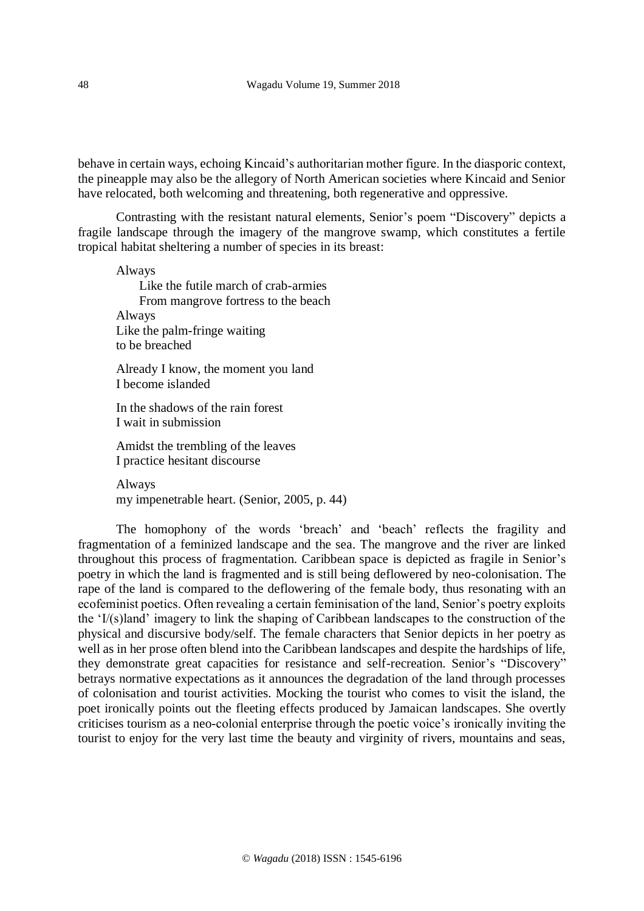behave in certain ways, echoing Kincaid's authoritarian mother figure. In the diasporic context, the pineapple may also be the allegory of North American societies where Kincaid and Senior have relocated, both welcoming and threatening, both regenerative and oppressive.

Contrasting with the resistant natural elements, Senior's poem "Discovery" depicts a fragile landscape through the imagery of the mangrove swamp, which constitutes a fertile tropical habitat sheltering a number of species in its breast:

> Always
> &nbsp;&nbsp;&nbsp;&nbsp;Like the futile march of crab-armies
> &nbsp;&nbsp;&nbsp;&nbsp;From mangrove fortress to the beach
> Always
> Like the palm-fringe waiting
> to be breached
>
> Already I know, the moment you land
> I become islanded
>
> In the shadows of the rain forest
> I wait in submission
>
> Amidst the trembling of the leaves
> I practice hesitant discourse
>
> Always
> my impenetrable heart. (Senior, 2005, p. 44)

The homophony of the words 'breach' and 'beach' reflects the fragility and fragmentation of a feminized landscape and the sea. The mangrove and the river are linked throughout this process of fragmentation. Caribbean space is depicted as fragile in Senior's poetry in which the land is fragmented and is still being deflowered by neo-colonisation. The rape of the land is compared to the deflowering of the female body, thus resonating with an ecofeminist poetics. Often revealing a certain feminisation of the land, Senior's poetry exploits the 'I/(s)land' imagery to link the shaping of Caribbean landscapes to the construction of the physical and discursive body/self. The female characters that Senior depicts in her poetry as well as in her prose often blend into the Caribbean landscapes and despite the hardships of life, they demonstrate great capacities for resistance and self-recreation. Senior's "Discovery" betrays normative expectations as it announces the degradation of the land through processes of colonisation and tourist activities. Mocking the tourist who comes to visit the island, the poet ironically points out the fleeting effects produced by Jamaican landscapes. She overtly criticises tourism as a neo-colonial enterprise through the poetic voice's ironically inviting the tourist to enjoy for the very last time the beauty and virginity of rivers, mountains and seas,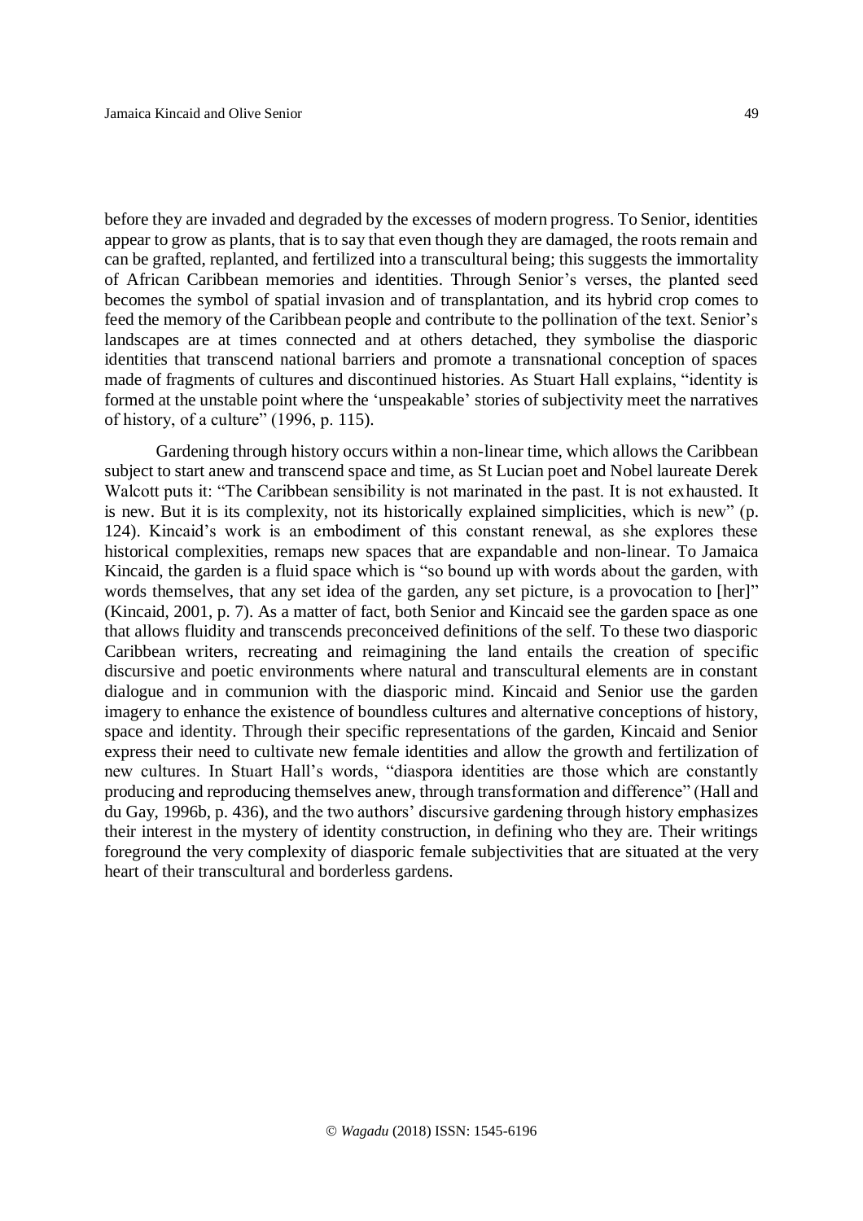before they are invaded and degraded by the excesses of modern progress. To Senior, identities appear to grow as plants, that is to say that even though they are damaged, the roots remain and can be grafted, replanted, and fertilized into a transcultural being; this suggests the immortality of African Caribbean memories and identities. Through Senior's verses, the planted seed becomes the symbol of spatial invasion and of transplantation, and its hybrid crop comes to feed the memory of the Caribbean people and contribute to the pollination of the text. Senior's landscapes are at times connected and at others detached, they symbolise the diasporic identities that transcend national barriers and promote a transnational conception of spaces made of fragments of cultures and discontinued histories. As Stuart Hall explains, "identity is formed at the unstable point where the 'unspeakable' stories of subjectivity meet the narratives of history, of a culture" (1996, p. 115).

Gardening through history occurs within a non-linear time, which allows the Caribbean subject to start anew and transcend space and time, as St Lucian poet and Nobel laureate Derek Walcott puts it: "The Caribbean sensibility is not marinated in the past. It is not exhausted. It is new. But it is its complexity, not its historically explained simplicities, which is new" (p. 124). Kincaid's work is an embodiment of this constant renewal, as she explores these historical complexities, remaps new spaces that are expandable and non-linear. To Jamaica Kincaid, the garden is a fluid space which is "so bound up with words about the garden, with words themselves, that any set idea of the garden, any set picture, is a provocation to [her]" (Kincaid, 2001, p. 7). As a matter of fact, both Senior and Kincaid see the garden space as one that allows fluidity and transcends preconceived definitions of the self. To these two diasporic Caribbean writers, recreating and reimagining the land entails the creation of specific discursive and poetic environments where natural and transcultural elements are in constant dialogue and in communion with the diasporic mind. Kincaid and Senior use the garden imagery to enhance the existence of boundless cultures and alternative conceptions of history, space and identity. Through their specific representations of the garden, Kincaid and Senior express their need to cultivate new female identities and allow the growth and fertilization of new cultures. In Stuart Hall's words, "diaspora identities are those which are constantly producing and reproducing themselves anew, through transformation and difference" (Hall and du Gay, 1996b, p. 436), and the two authors' discursive gardening through history emphasizes their interest in the mystery of identity construction, in defining who they are. Their writings foreground the very complexity of diasporic female subjectivities that are situated at the very heart of their transcultural and borderless gardens.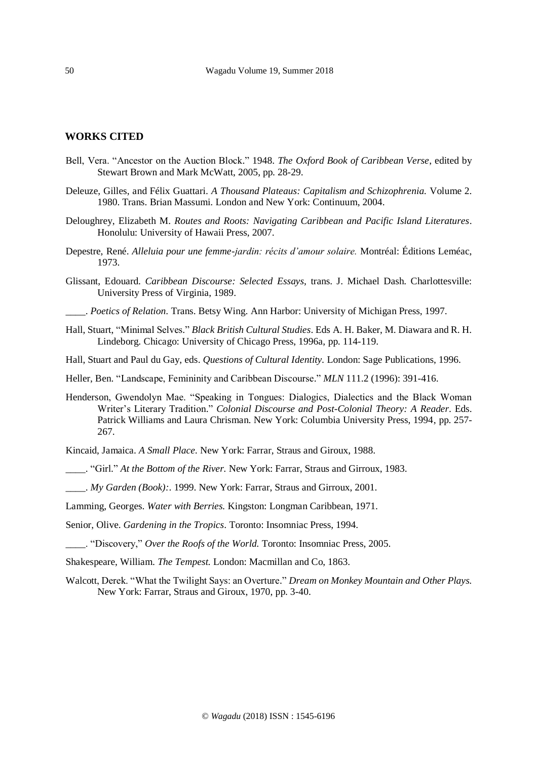## WORKS CITED

Bell, Vera. “Ancestor on the Auction Block.” 1948. *The Oxford Book of Caribbean Verse*, edited by Stewart Brown and Mark McWatt, 2005, pp. 28-29.

Deleuze, Gilles, and Félix Guattari. *A Thousand Plateaus: Capitalism and Schizophrenia.* Volume 2. 1980. Trans. Brian Massumi. London and New York: Continuum, 2004.

Deloughrey, Elizabeth M. *Routes and Roots: Navigating Caribbean and Pacific Island Literatures*. Honolulu: University of Hawaii Press, 2007.

Depestre, René. *Alleluia pour une femme-jardin: récits d’amour solaire.* Montréal: Éditions Leméac, 1973.

Glissant, Edouard. *Caribbean Discourse: Selected Essays*, trans. J. Michael Dash. Charlottesville: University Press of Virginia, 1989.

____. *Poetics of Relation.* Trans. Betsy Wing. Ann Harbor: University of Michigan Press, 1997.

Hall, Stuart, “Minimal Selves.” *Black British Cultural Studies*. Eds A. H. Baker, M. Diawara and R. H. Lindeborg. Chicago: University of Chicago Press, 1996a, pp. 114-119.

Hall, Stuart and Paul du Gay, eds. *Questions of Cultural Identity.* London: Sage Publications, 1996.

Heller, Ben. “Landscape, Femininity and Caribbean Discourse.” *MLN* 111.2 (1996): 391-416.

Henderson, Gwendolyn Mae. “Speaking in Tongues: Dialogics, Dialectics and the Black Woman Writer’s Literary Tradition.” *Colonial Discourse and Post-Colonial Theory: A Reader*. Eds. Patrick Williams and Laura Chrisman. New York: Columbia University Press, 1994, pp. 257-267.

Kincaid, Jamaica. *A Small Place.* New York: Farrar, Straus and Giroux, 1988.

____. “Girl.” *At the Bottom of the River.* New York: Farrar, Straus and Girroux, 1983.

____. *My Garden (Book):.* 1999. New York: Farrar, Straus and Girroux, 2001.

Lamming, Georges. *Water with Berries.* Kingston: Longman Caribbean, 1971.

Senior, Olive. *Gardening in the Tropics*. Toronto: Insomniac Press, 1994.

____. “Discovery,” *Over the Roofs of the World.* Toronto: Insomniac Press, 2005.

Shakespeare, William. *The Tempest.* London: Macmillan and Co, 1863.

Walcott, Derek. “What the Twilight Says: an Overture.” *Dream on Monkey Mountain and Other Plays.* New York: Farrar, Straus and Giroux, 1970, pp. 3-40.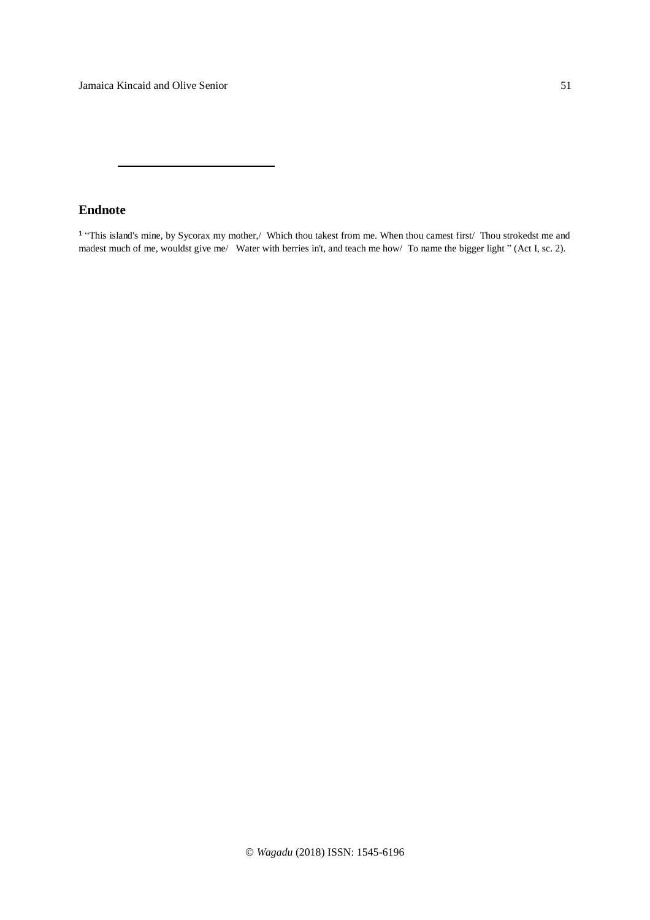## Endnote

[1] "This island's mine, by Sycorax my mother,/ Which thou takest from me. When thou camest first/ Thou strokedst me and madest much of me, wouldst give me/ Water with berries in't, and teach me how/ To name the bigger light " (Act I, sc. 2).